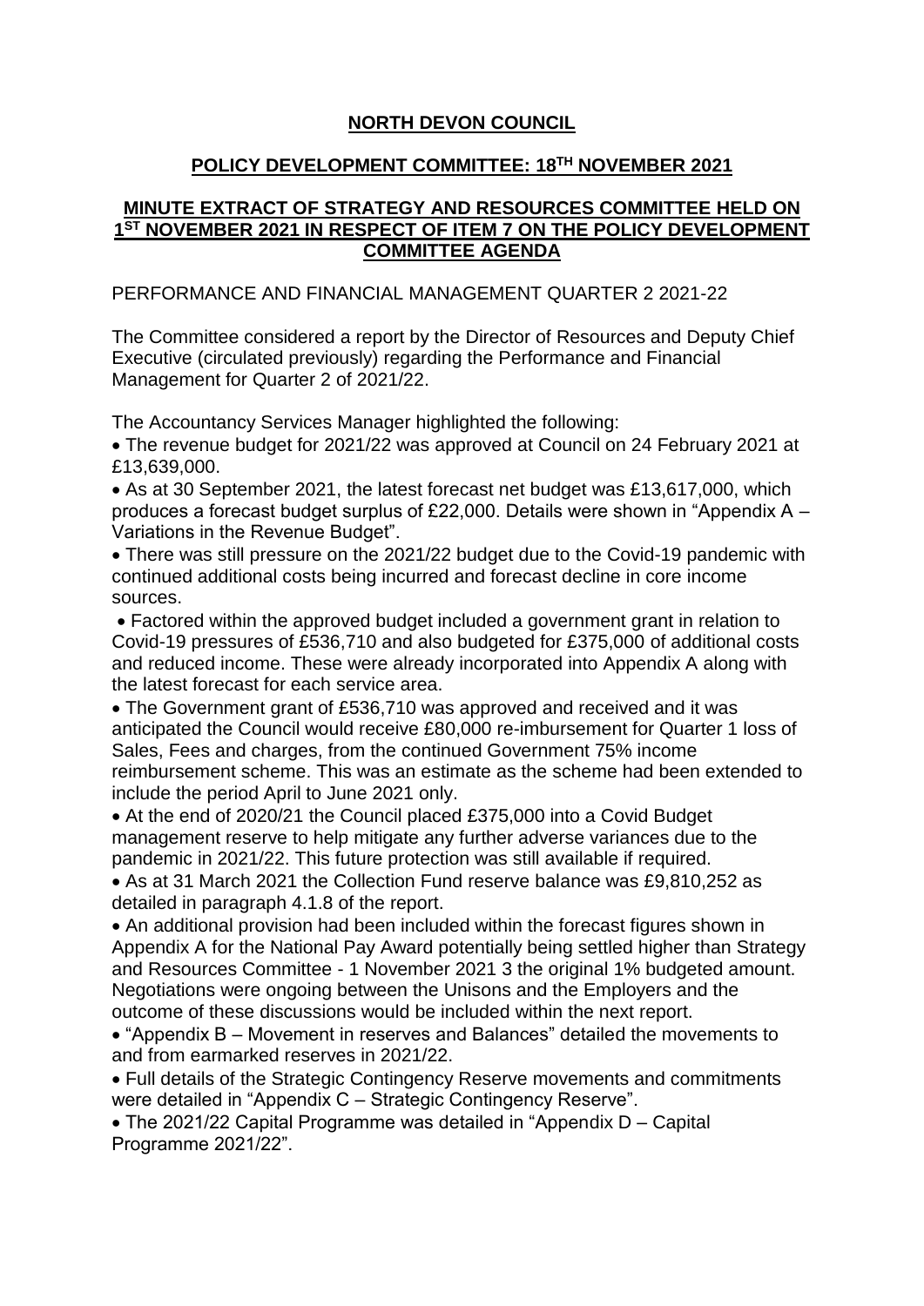**NORTH DEVON COUNCIL**

**POLICY DEVELOPMENT COMMITTEE: 18TH NOVEMBER 2021**

**MINUTE EXTRACT OF STRATEGY AND RESOURCES COMMITTEE HELD ON 1ST NOVEMBER 2021 IN RESPECT OF ITEM 7 ON THE POLICY DEVELOPMENT COMMITTEE AGENDA**

PERFORMANCE AND FINANCIAL MANAGEMENT QUARTER 2 2021-22

The Committee considered a report by the Director of Resources and Deputy Chief Executive (circulated previously) regarding the Performance and Financial Management for Quarter 2 of 2021/22.

The Accountancy Services Manager highlighted the following:

- The revenue budget for 2021/22 was approved at Council on 24 February 2021 at £13,639,000.
- As at 30 September 2021, the latest forecast net budget was £13,617,000, which produces a forecast budget surplus of £22,000. Details were shown in "Appendix A – Variations in the Revenue Budget".
- There was still pressure on the 2021/22 budget due to the Covid-19 pandemic with continued additional costs being incurred and forecast decline in core income sources.
- Factored within the approved budget included a government grant in relation to Covid-19 pressures of £536,710 and also budgeted for £375,000 of additional costs and reduced income. These were already incorporated into Appendix A along with the latest forecast for each service area.
- The Government grant of £536,710 was approved and received and it was anticipated the Council would receive £80,000 re-imbursement for Quarter 1 loss of Sales, Fees and charges, from the continued Government 75% income reimbursement scheme. This was an estimate as the scheme had been extended to include the period April to June 2021 only.
- At the end of 2020/21 the Council placed £375,000 into a Covid Budget management reserve to help mitigate any further adverse variances due to the pandemic in 2021/22. This future protection was still available if required.
- As at 31 March 2021 the Collection Fund reserve balance was £9,810,252 as detailed in paragraph 4.1.8 of the report.
- An additional provision had been included within the forecast figures shown in Appendix A for the National Pay Award potentially being settled higher than Strategy and Resources Committee - 1 November 2021 3 the original 1% budgeted amount. Negotiations were ongoing between the Unisons and the Employers and the outcome of these discussions would be included within the next report.
- "Appendix B – Movement in reserves and Balances" detailed the movements to and from earmarked reserves in 2021/22.
- Full details of the Strategic Contingency Reserve movements and commitments were detailed in "Appendix C – Strategic Contingency Reserve".
- The 2021/22 Capital Programme was detailed in "Appendix D – Capital Programme 2021/22".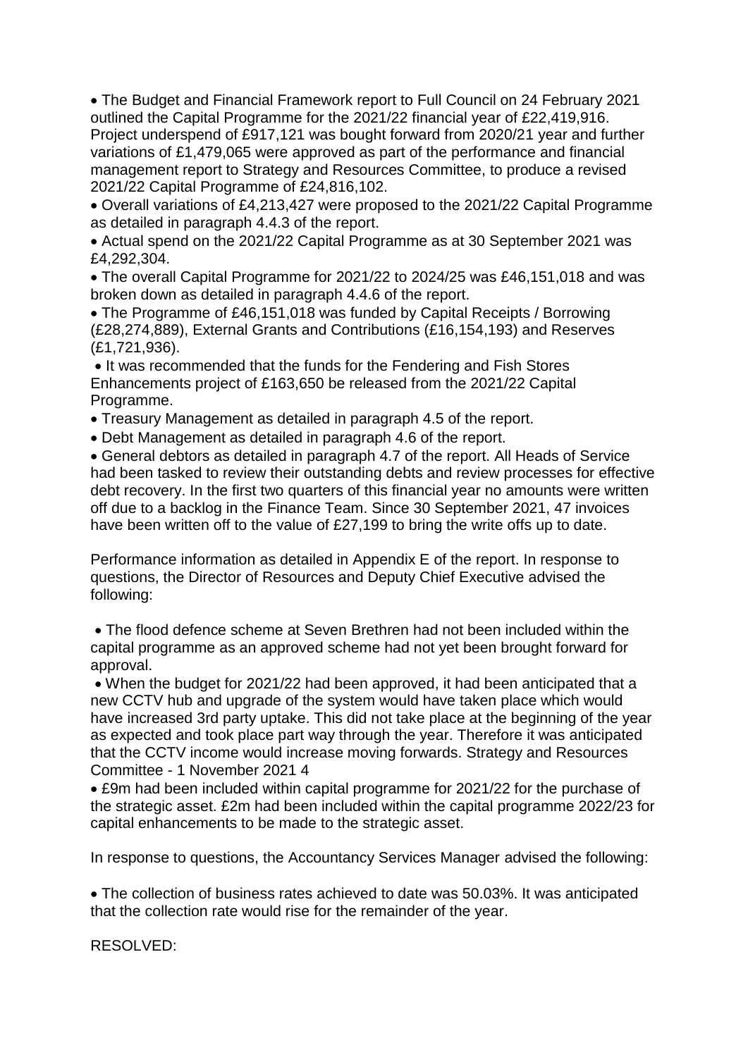- The Budget and Financial Framework report to Full Council on 24 February 2021 outlined the Capital Programme for the 2021/22 financial year of £22,419,916. Project underspend of £917,121 was bought forward from 2020/21 year and further variations of £1,479,065 were approved as part of the performance and financial management report to Strategy and Resources Committee, to produce a revised 2021/22 Capital Programme of £24,816,102.
- Overall variations of £4,213,427 were proposed to the 2021/22 Capital Programme as detailed in paragraph 4.4.3 of the report.
- Actual spend on the 2021/22 Capital Programme as at 30 September 2021 was £4,292,304.
- The overall Capital Programme for 2021/22 to 2024/25 was £46,151,018 and was broken down as detailed in paragraph 4.4.6 of the report.
- The Programme of £46,151,018 was funded by Capital Receipts / Borrowing (£28,274,889), External Grants and Contributions (£16,154,193) and Reserves (£1,721,936).
- It was recommended that the funds for the Fendering and Fish Stores Enhancements project of £163,650 be released from the 2021/22 Capital Programme.
- Treasury Management as detailed in paragraph 4.5 of the report.
- Debt Management as detailed in paragraph 4.6 of the report.
- General debtors as detailed in paragraph 4.7 of the report. All Heads of Service had been tasked to review their outstanding debts and review processes for effective debt recovery. In the first two quarters of this financial year no amounts were written off due to a backlog in the Finance Team. Since 30 September 2021, 47 invoices have been written off to the value of £27,199 to bring the write offs up to date.

Performance information as detailed in Appendix E of the report. In response to questions, the Director of Resources and Deputy Chief Executive advised the following:

- The flood defence scheme at Seven Brethren had not been included within the capital programme as an approved scheme had not yet been brought forward for approval.
- When the budget for 2021/22 had been approved, it had been anticipated that a new CCTV hub and upgrade of the system would have taken place which would have increased 3rd party uptake. This did not take place at the beginning of the year as expected and took place part way through the year. Therefore it was anticipated that the CCTV income would increase moving forwards.
- £9m had been included within capital programme for 2021/22 for the purchase of the strategic asset. £2m had been included within the capital programme 2022/23 for capital enhancements to be made to the strategic asset.

In response to questions, the Accountancy Services Manager advised the following:

- The collection of business rates achieved to date was 50.03%. It was anticipated that the collection rate would rise for the remainder of the year.

RESOLVED: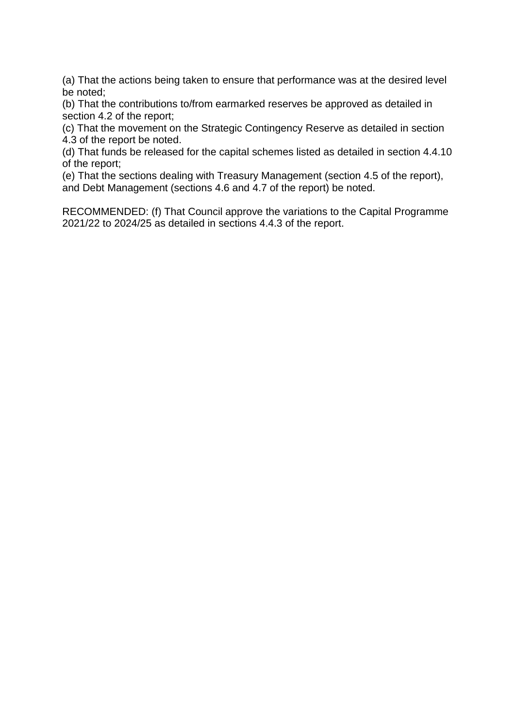(a) That the actions being taken to ensure that performance was at the desired level be noted;
(b) That the contributions to/from earmarked reserves be approved as detailed in section 4.2 of the report;
(c) That the movement on the Strategic Contingency Reserve as detailed in section 4.3 of the report be noted.
(d) That funds be released for the capital schemes listed as detailed in section 4.4.10 of the report;
(e) That the sections dealing with Treasury Management (section 4.5 of the report), and Debt Management (sections 4.6 and 4.7 of the report) be noted.

RECOMMENDED: (f) That Council approve the variations to the Capital Programme 2021/22 to 2024/25 as detailed in sections 4.4.3 of the report.